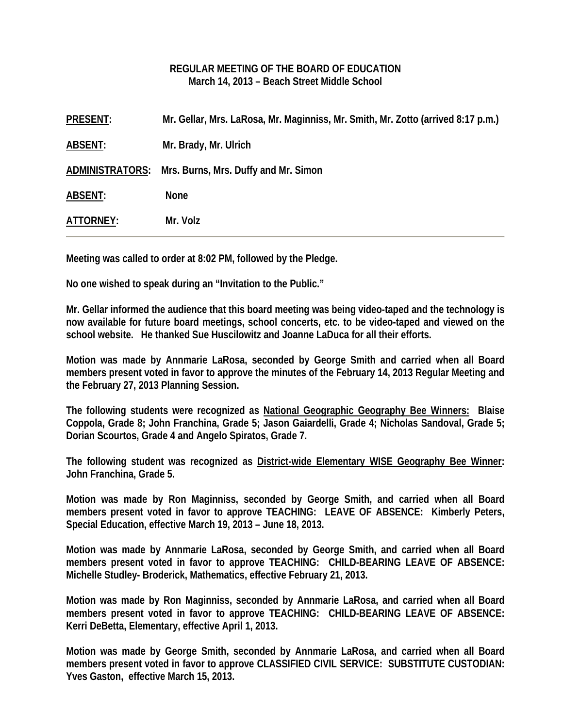**REGULAR MEETING OF THE BOARD OF EDUCATION**
**March 14, 2013 – Beach Street Middle School**

**PRESENT:** Mr. Gellar, Mrs. LaRosa, Mr. Maginniss, Mr. Smith, Mr. Zotto (arrived 8:17 p.m.)

**ABSENT:** Mr. Brady, Mr. Ulrich

**ADMINISTRATORS:** Mrs. Burns, Mrs. Duffy and Mr. Simon

**ABSENT:** None

**ATTORNEY:** Mr. Volz

---

Meeting was called to order at 8:02 PM, followed by the Pledge.

No one wished to speak during an "Invitation to the Public."

Mr. Gellar informed the audience that this board meeting was being video-taped and the technology is now available for future board meetings, school concerts, etc. to be video-taped and viewed on the school website. He thanked Sue Huscilowitz and Joanne LaDuca for all their efforts.

Motion was made by Annmarie LaRosa, seconded by George Smith and carried when all Board members present voted in favor to approve the minutes of the February 14, 2013 Regular Meeting and the February 27, 2013 Planning Session.

The following students were recognized as National Geographic Geography Bee Winners: Blaise Coppola, Grade 8; John Franchina, Grade 5; Jason Gaiardelli, Grade 4; Nicholas Sandoval, Grade 5; Dorian Scourtos, Grade 4 and Angelo Spiratos, Grade 7.

The following student was recognized as District-wide Elementary WISE Geography Bee Winner: John Franchina, Grade 5.

Motion was made by Ron Maginniss, seconded by George Smith, and carried when all Board members present voted in favor to approve TEACHING: LEAVE OF ABSENCE: Kimberly Peters, Special Education, effective March 19, 2013 – June 18, 2013.

Motion was made by Annmarie LaRosa, seconded by George Smith, and carried when all Board members present voted in favor to approve TEACHING: CHILD-BEARING LEAVE OF ABSENCE: Michelle Studley- Broderick, Mathematics, effective February 21, 2013.

Motion was made by Ron Maginniss, seconded by Annmarie LaRosa, and carried when all Board members present voted in favor to approve TEACHING: CHILD-BEARING LEAVE OF ABSENCE: Kerri DeBetta, Elementary, effective April 1, 2013.

Motion was made by George Smith, seconded by Annmarie LaRosa, and carried when all Board members present voted in favor to approve CLASSIFIED CIVIL SERVICE: SUBSTITUTE CUSTODIAN: Yves Gaston, effective March 15, 2013.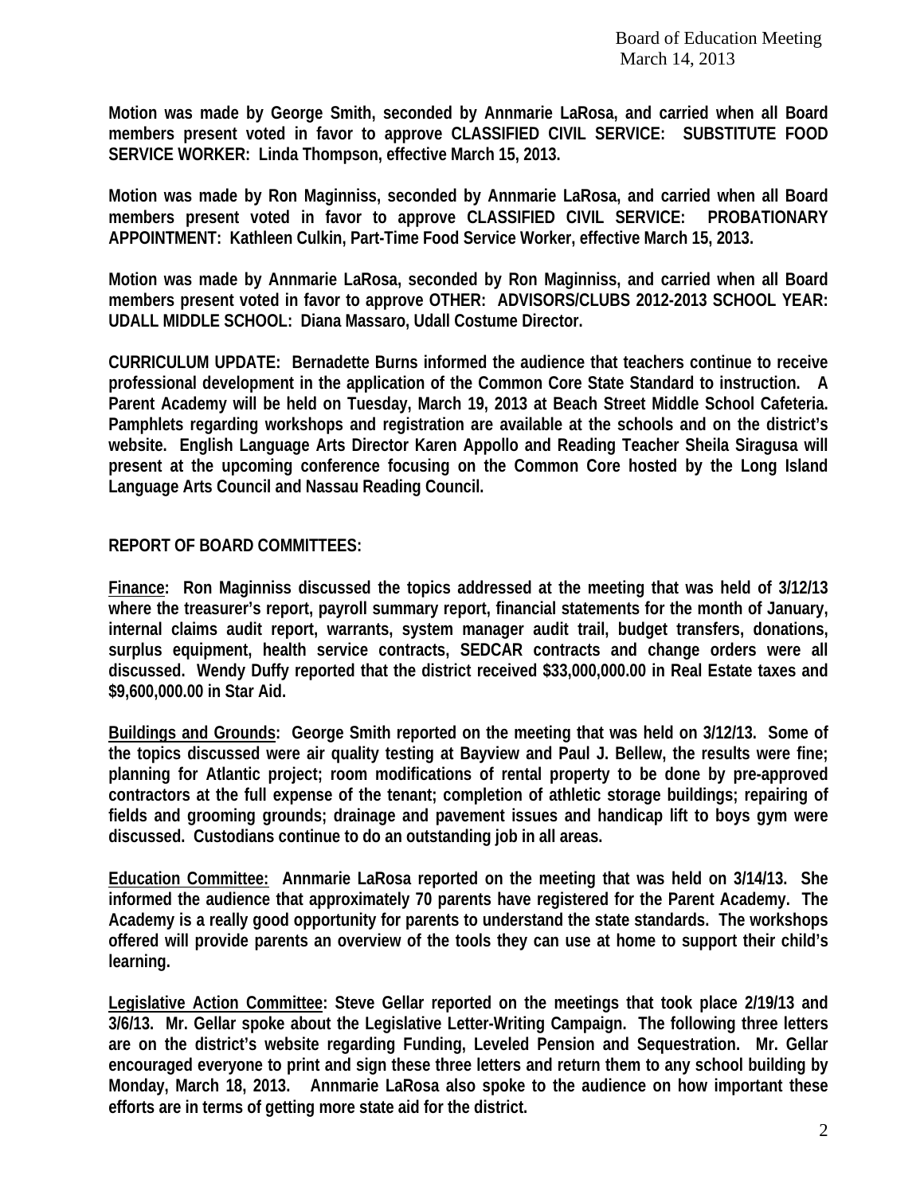**Motion was made by George Smith, seconded by Annmarie LaRosa, and carried when all Board members present voted in favor to approve CLASSIFIED CIVIL SERVICE: SUBSTITUTE FOOD SERVICE WORKER: Linda Thompson, effective March 15, 2013.**

**Motion was made by Ron Maginniss, seconded by Annmarie LaRosa, and carried when all Board members present voted in favor to approve CLASSIFIED CIVIL SERVICE: PROBATIONARY APPOINTMENT: Kathleen Culkin, Part-Time Food Service Worker, effective March 15, 2013.**

**Motion was made by Annmarie LaRosa, seconded by Ron Maginniss, and carried when all Board members present voted in favor to approve OTHER: ADVISORS/CLUBS 2012-2013 SCHOOL YEAR: UDALL MIDDLE SCHOOL: Diana Massaro, Udall Costume Director.**

**CURRICULUM UPDATE: Bernadette Burns informed the audience that teachers continue to receive professional development in the application of the Common Core State Standard to instruction. A Parent Academy will be held on Tuesday, March 19, 2013 at Beach Street Middle School Cafeteria. Pamphlets regarding workshops and registration are available at the schools and on the district's website. English Language Arts Director Karen Appollo and Reading Teacher Sheila Siragusa will present at the upcoming conference focusing on the Common Core hosted by the Long Island Language Arts Council and Nassau Reading Council.**

**REPORT OF BOARD COMMITTEES:**

**Finance: Ron Maginniss discussed the topics addressed at the meeting that was held of 3/12/13 where the treasurer's report, payroll summary report, financial statements for the month of January, internal claims audit report, warrants, system manager audit trail, budget transfers, donations, surplus equipment, health service contracts, SEDCAR contracts and change orders were all discussed. Wendy Duffy reported that the district received $33,000,000.00 in Real Estate taxes and $9,600,000.00 in Star Aid.**

**Buildings and Grounds: George Smith reported on the meeting that was held on 3/12/13. Some of the topics discussed were air quality testing at Bayview and Paul J. Bellew, the results were fine; planning for Atlantic project; room modifications of rental property to be done by pre-approved contractors at the full expense of the tenant; completion of athletic storage buildings; repairing of fields and grooming grounds; drainage and pavement issues and handicap lift to boys gym were discussed. Custodians continue to do an outstanding job in all areas.**

**Education Committee: Annmarie LaRosa reported on the meeting that was held on 3/14/13. She informed the audience that approximately 70 parents have registered for the Parent Academy. The Academy is a really good opportunity for parents to understand the state standards. The workshops offered will provide parents an overview of the tools they can use at home to support their child's learning.**

**Legislative Action Committee: Steve Gellar reported on the meetings that took place 2/19/13 and 3/6/13. Mr. Gellar spoke about the Legislative Letter-Writing Campaign. The following three letters are on the district's website regarding Funding, Leveled Pension and Sequestration. Mr. Gellar encouraged everyone to print and sign these three letters and return them to any school building by Monday, March 18, 2013. Annmarie LaRosa also spoke to the audience on how important these efforts are in terms of getting more state aid for the district.**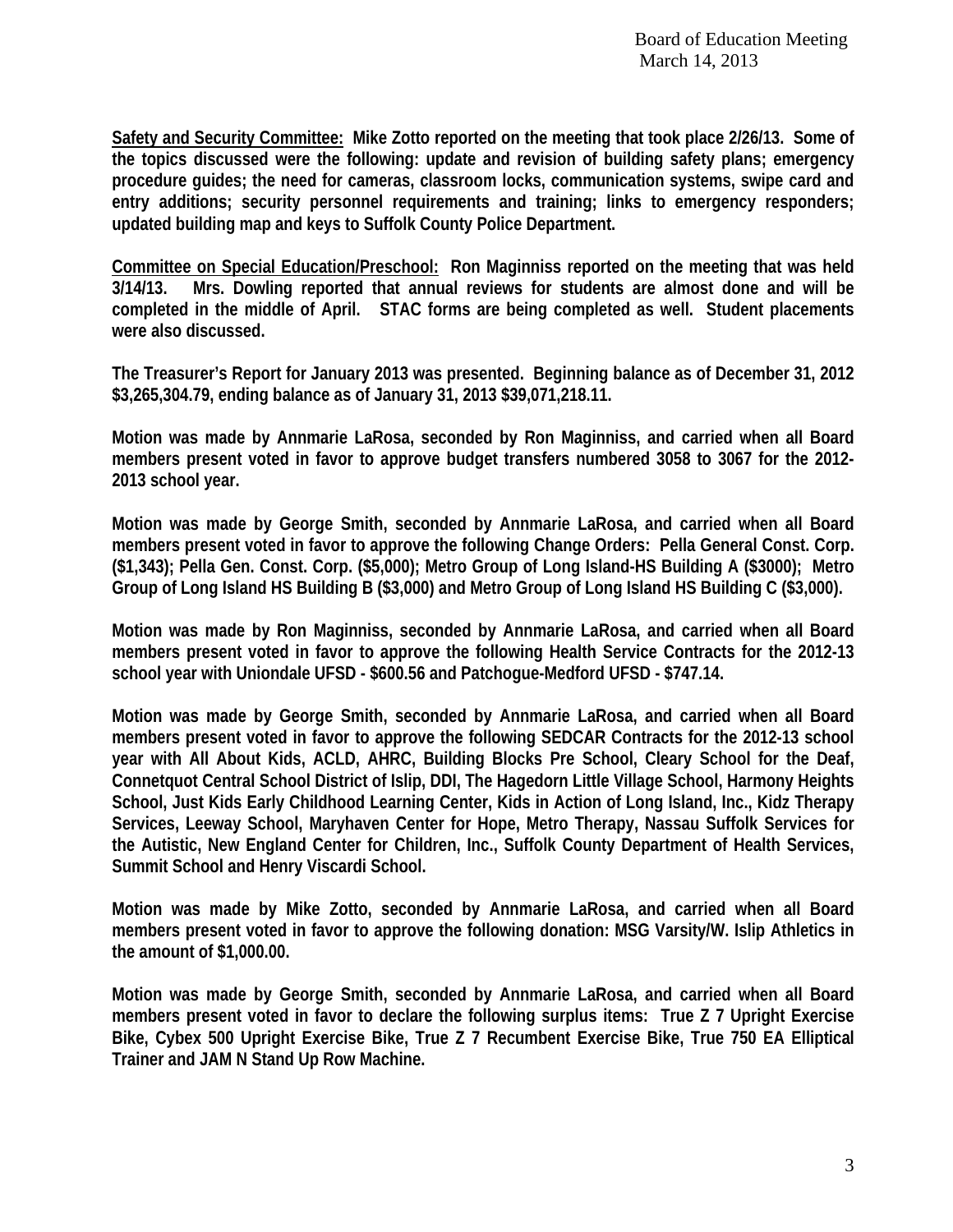**Safety and Security Committee:** **Mike Zotto reported on the meeting that took place 2/26/13. Some of the topics discussed were the following: update and revision of building safety plans; emergency procedure guides; the need for cameras, classroom locks, communication systems, swipe card and entry additions; security personnel requirements and training; links to emergency responders; updated building map and keys to Suffolk County Police Department.**

**Committee on Special Education/Preschool:** **Ron Maginniss reported on the meeting that was held 3/14/13. Mrs. Dowling reported that annual reviews for students are almost done and will be completed in the middle of April. STAC forms are being completed as well. Student placements were also discussed.**

**The Treasurer's Report for January 2013 was presented. Beginning balance as of December 31, 2012 $3,265,304.79, ending balance as of January 31, 2013 $39,071,218.11.**

**Motion was made by Annmarie LaRosa, seconded by Ron Maginniss, and carried when all Board members present voted in favor to approve budget transfers numbered 3058 to 3067 for the 2012-2013 school year.**

**Motion was made by George Smith, seconded by Annmarie LaRosa, and carried when all Board members present voted in favor to approve the following Change Orders: Pella General Const. Corp. ($1,343); Pella Gen. Const. Corp. ($5,000); Metro Group of Long Island-HS Building A ($3000); Metro Group of Long Island HS Building B ($3,000) and Metro Group of Long Island HS Building C ($3,000).**

**Motion was made by Ron Maginniss, seconded by Annmarie LaRosa, and carried when all Board members present voted in favor to approve the following Health Service Contracts for the 2012-13 school year with Uniondale UFSD - $600.56 and Patchogue-Medford UFSD - $747.14.**

**Motion was made by George Smith, seconded by Annmarie LaRosa, and carried when all Board members present voted in favor to approve the following SEDCAR Contracts for the 2012-13 school year with All About Kids, ACLD, AHRC, Building Blocks Pre School, Cleary School for the Deaf, Connetquot Central School District of Islip, DDI, The Hagedorn Little Village School, Harmony Heights School, Just Kids Early Childhood Learning Center, Kids in Action of Long Island, Inc., Kidz Therapy Services, Leeway School, Maryhaven Center for Hope, Metro Therapy, Nassau Suffolk Services for the Autistic, New England Center for Children, Inc., Suffolk County Department of Health Services, Summit School and Henry Viscardi School.**

**Motion was made by Mike Zotto, seconded by Annmarie LaRosa, and carried when all Board members present voted in favor to approve the following donation: MSG Varsity/W. Islip Athletics in the amount of $1,000.00.**

**Motion was made by George Smith, seconded by Annmarie LaRosa, and carried when all Board members present voted in favor to declare the following surplus items: True Z 7 Upright Exercise Bike, Cybex 500 Upright Exercise Bike, True Z 7 Recumbent Exercise Bike, True 750 EA Elliptical Trainer and JAM N Stand Up Row Machine.**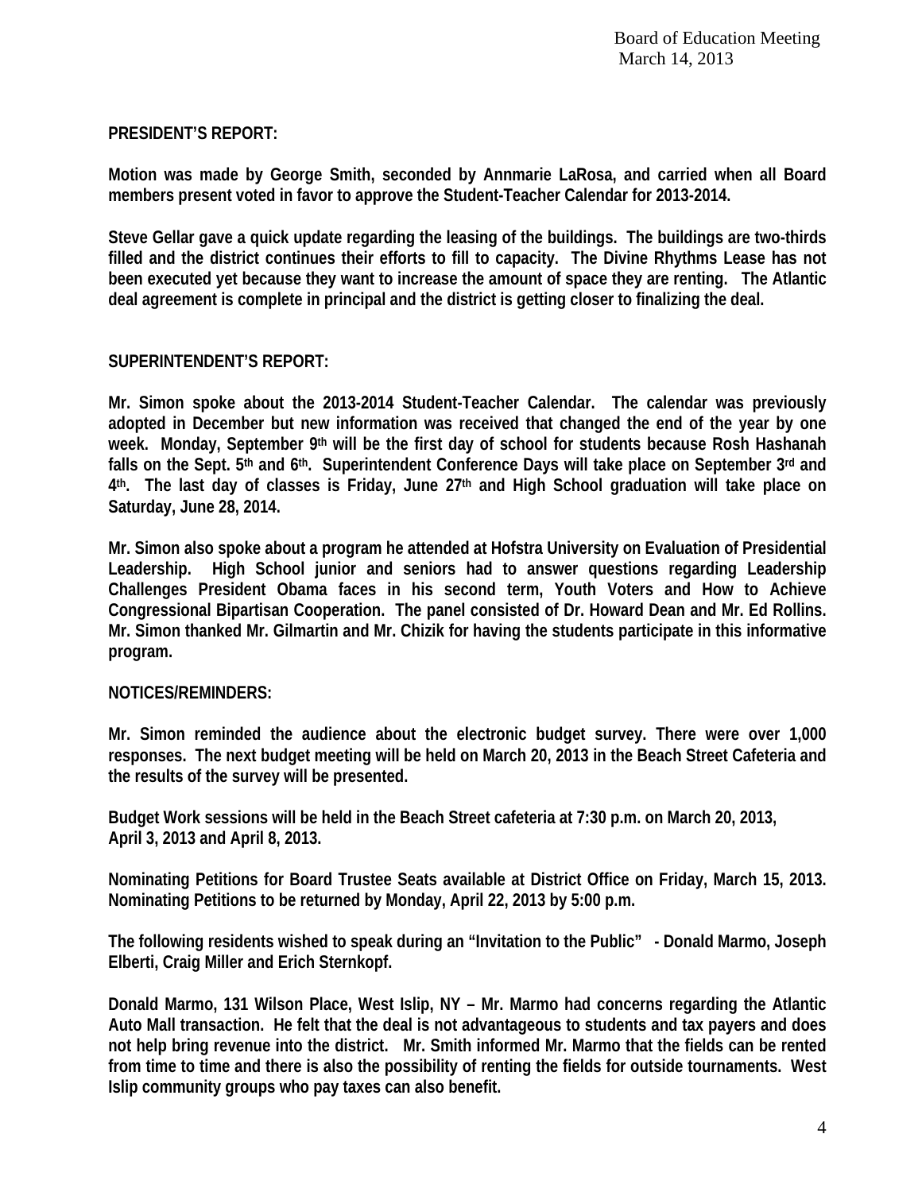**PRESIDENT'S REPORT:**

**Motion was made by George Smith, seconded by Annmarie LaRosa, and carried when all Board members present voted in favor to approve the Student-Teacher Calendar for 2013-2014.**

**Steve Gellar gave a quick update regarding the leasing of the buildings. The buildings are two-thirds filled and the district continues their efforts to fill to capacity. The Divine Rhythms Lease has not been executed yet because they want to increase the amount of space they are renting. The Atlantic deal agreement is complete in principal and the district is getting closer to finalizing the deal.**

**SUPERINTENDENT'S REPORT:**

**Mr. Simon spoke about the 2013-2014 Student-Teacher Calendar. The calendar was previously adopted in December but new information was received that changed the end of the year by one week. Monday, September 9th will be the first day of school for students because Rosh Hashanah falls on the Sept. 5th and 6th. Superintendent Conference Days will take place on September 3rd and 4th. The last day of classes is Friday, June 27th and High School graduation will take place on Saturday, June 28, 2014.**

**Mr. Simon also spoke about a program he attended at Hofstra University on Evaluation of Presidential Leadership. High School junior and seniors had to answer questions regarding Leadership Challenges President Obama faces in his second term, Youth Voters and How to Achieve Congressional Bipartisan Cooperation. The panel consisted of Dr. Howard Dean and Mr. Ed Rollins. Mr. Simon thanked Mr. Gilmartin and Mr. Chizik for having the students participate in this informative program.**

**NOTICES/REMINDERS:**

**Mr. Simon reminded the audience about the electronic budget survey. There were over 1,000 responses. The next budget meeting will be held on March 20, 2013 in the Beach Street Cafeteria and the results of the survey will be presented.**

**Budget Work sessions will be held in the Beach Street cafeteria at 7:30 p.m. on March 20, 2013, April 3, 2013 and April 8, 2013.**

**Nominating Petitions for Board Trustee Seats available at District Office on Friday, March 15, 2013. Nominating Petitions to be returned by Monday, April 22, 2013 by 5:00 p.m.**

**The following residents wished to speak during an "Invitation to the Public" - Donald Marmo, Joseph Elberti, Craig Miller and Erich Sternkopf.**

**Donald Marmo, 131 Wilson Place, West Islip, NY – Mr. Marmo had concerns regarding the Atlantic Auto Mall transaction. He felt that the deal is not advantageous to students and tax payers and does not help bring revenue into the district. Mr. Smith informed Mr. Marmo that the fields can be rented from time to time and there is also the possibility of renting the fields for outside tournaments. West Islip community groups who pay taxes can also benefit.**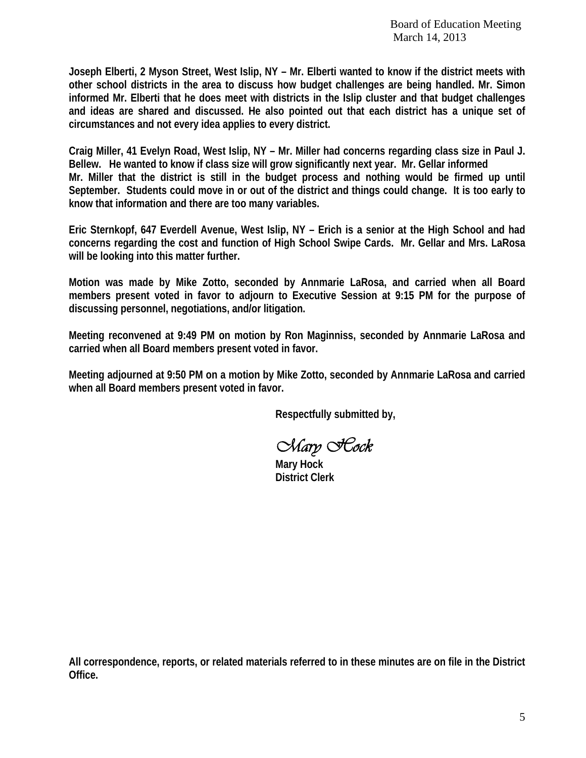**Joseph Elberti, 2 Myson Street, West Islip, NY – Mr. Elberti wanted to know if the district meets with other school districts in the area to discuss how budget challenges are being handled. Mr. Simon informed Mr. Elberti that he does meet with districts in the Islip cluster and that budget challenges and ideas are shared and discussed. He also pointed out that each district has a unique set of circumstances and not every idea applies to every district.**

**Craig Miller, 41 Evelyn Road, West Islip, NY – Mr. Miller had concerns regarding class size in Paul J. Bellew. He wanted to know if class size will grow significantly next year. Mr. Gellar informed Mr. Miller that the district is still in the budget process and nothing would be firmed up until September. Students could move in or out of the district and things could change. It is too early to know that information and there are too many variables.**

**Eric Sternkopf, 647 Everdell Avenue, West Islip, NY – Erich is a senior at the High School and had concerns regarding the cost and function of High School Swipe Cards. Mr. Gellar and Mrs. LaRosa will be looking into this matter further.**

**Motion was made by Mike Zotto, seconded by Annmarie LaRosa, and carried when all Board members present voted in favor to adjourn to Executive Session at 9:15 PM for the purpose of discussing personnel, negotiations, and/or litigation.**

**Meeting reconvened at 9:49 PM on motion by Ron Maginniss, seconded by Annmarie LaRosa and carried when all Board members present voted in favor.**

**Meeting adjourned at 9:50 PM on a motion by Mike Zotto, seconded by Annmarie LaRosa and carried when all Board members present voted in favor.**

**Respectfully submitted by,**

*Mary Hock*

**Mary Hock**
**District Clerk**

**All correspondence, reports, or related materials referred to in these minutes are on file in the District Office.**